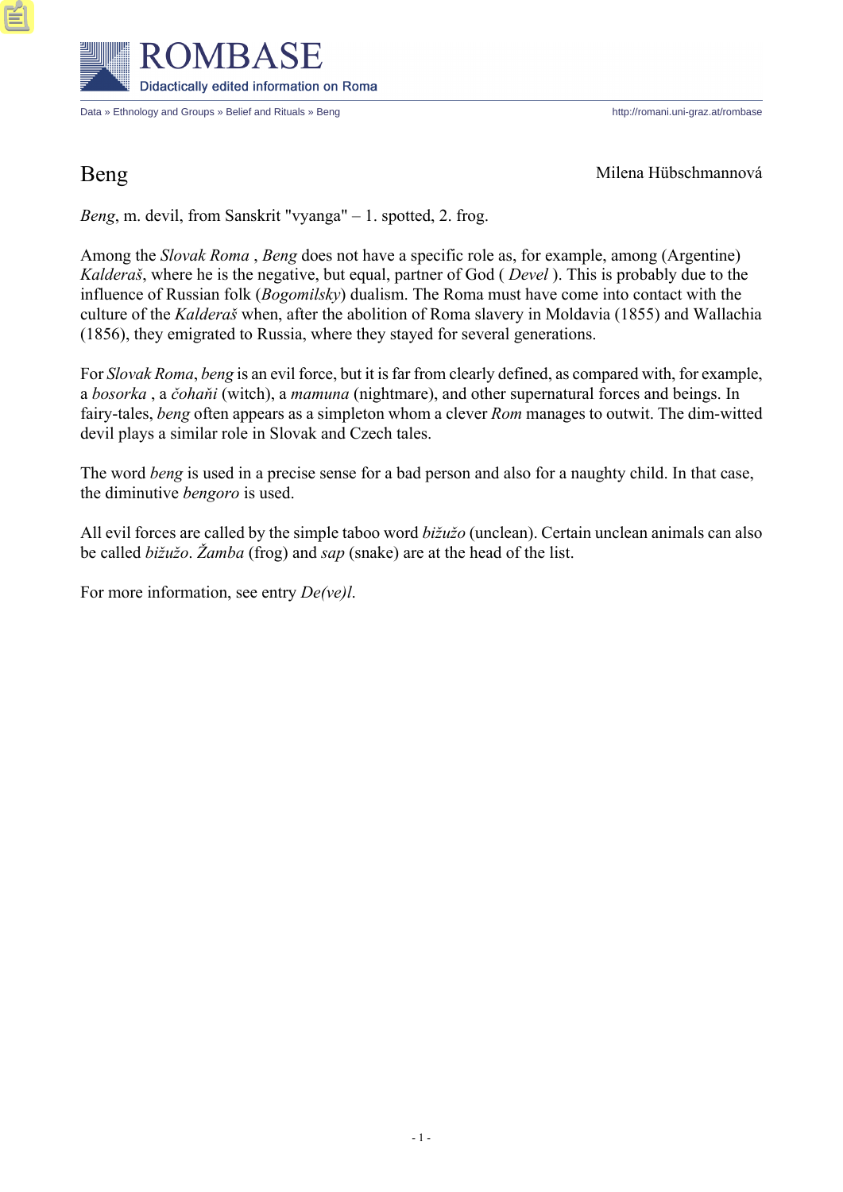# Beng

Milena Hübschmannová

*Beng*, m. devil, from Sanskrit "vyanga" – 1. spotted, 2. frog.

Among the *Slovak Roma* , *Beng* does not have a specific role as, for example, among (Argentine) *Kalderaš*, where he is the negative, but equal, partner of God ( *Devel* ). This is probably due to the influence of Russian folk (*Bogomilsky*) dualism. The Roma must have come into contact with the culture of the *Kalderaš* when, after the abolition of Roma slavery in Moldavia (1855) and Wallachia (1856), they emigrated to Russia, where they stayed for several generations.

For *Slovak Roma*, *beng* is an evil force, but it is far from clearly defined, as compared with, for example, a *bosorka* , a *čohaňi* (witch), a *mamuna* (nightmare), and other supernatural forces and beings. In fairy-tales, *beng* often appears as a simpleton whom a clever *Rom* manages to outwit. The dim-witted devil plays a similar role in Slovak and Czech tales.

The word *beng* is used in a precise sense for a bad person and also for a naughty child. In that case, the diminutive *bengoro* is used.

All evil forces are called by the simple taboo word *bižužo* (unclean). Certain unclean animals can also be called *bižužo*. *Žamba* (frog) and *sap* (snake) are at the head of the list.

For more information, see entry *De(ve)l*.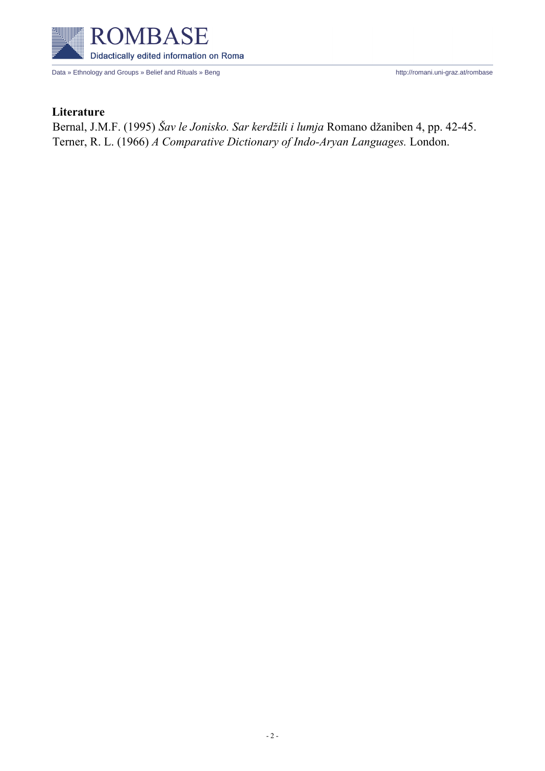**Literature**

Bernal, J.M.F. (1995) *Šav le Jonisko. Sar kerdžili i lumja* Romano džaniben 4, pp. 42-45.
Terner, R. L. (1966) *A Comparative Dictionary of Indo-Aryan Languages.* London.